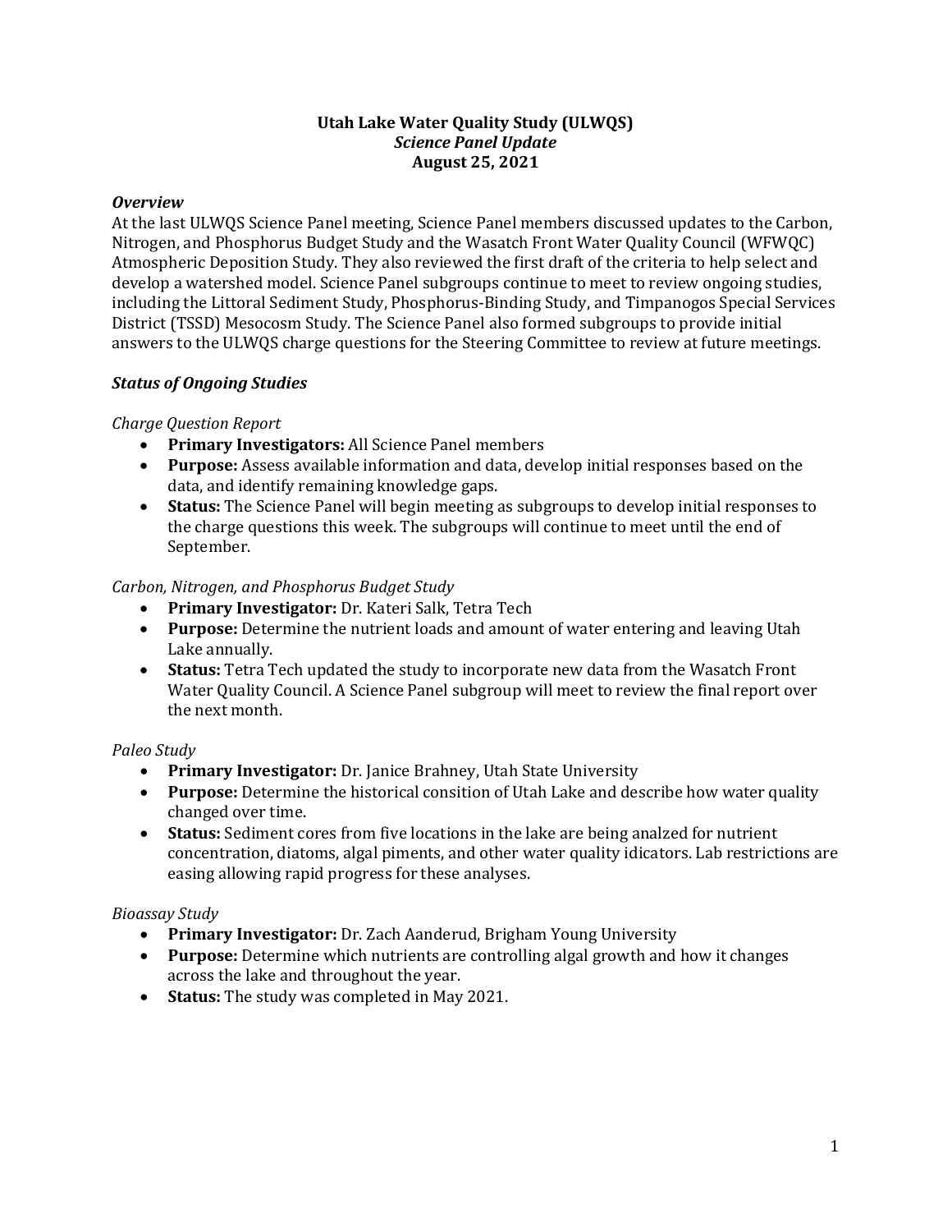**Utah Lake Water Quality Study (ULWQS)**
***Science Panel Update***
**August 25, 2021**

### *Overview*

At the last ULWQS Science Panel meeting, Science Panel members discussed updates to the Carbon, Nitrogen, and Phosphorus Budget Study and the Wasatch Front Water Quality Council (WFWQC) Atmospheric Deposition Study. They also reviewed the first draft of the criteria to help select and develop a watershed model. Science Panel subgroups continue to meet to review ongoing studies, including the Littoral Sediment Study, Phosphorus-Binding Study, and Timpanogos Special Services District (TSSD) Mesocosm Study. The Science Panel also formed subgroups to provide initial answers to the ULWQS charge questions for the Steering Committee to review at future meetings.

### *Status of Ongoing Studies*

*Charge Question Report*

- **Primary Investigators:** All Science Panel members
- **Purpose:** Assess available information and data, develop initial responses based on the data, and identify remaining knowledge gaps.
- **Status:** The Science Panel will begin meeting as subgroups to develop initial responses to the charge questions this week. The subgroups will continue to meet until the end of September.

*Carbon, Nitrogen, and Phosphorus Budget Study*

- **Primary Investigator:** Dr. Kateri Salk, Tetra Tech
- **Purpose:** Determine the nutrient loads and amount of water entering and leaving Utah Lake annually.
- **Status:** Tetra Tech updated the study to incorporate new data from the Wasatch Front Water Quality Council. A Science Panel subgroup will meet to review the final report over the next month.

*Paleo Study*

- **Primary Investigator:** Dr. Janice Brahney, Utah State University
- **Purpose:** Determine the historical consition of Utah Lake and describe how water quality changed over time.
- **Status:** Sediment cores from five locations in the lake are being analzed for nutrient concentration, diatoms, algal piments, and other water quality idicators. Lab restrictions are easing allowing rapid progress for these analyses.

*Bioassay Study*

- **Primary Investigator:** Dr. Zach Aanderud, Brigham Young University
- **Purpose:** Determine which nutrients are controlling algal growth and how it changes across the lake and throughout the year.
- **Status:** The study was completed in May 2021.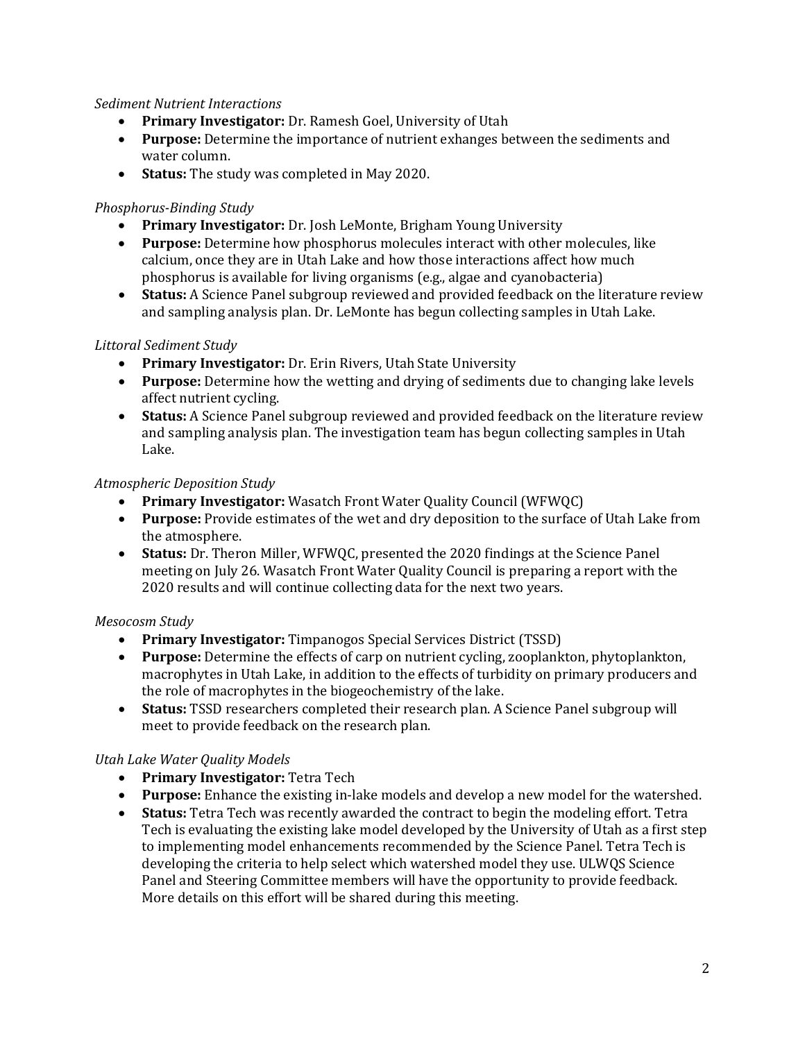*Sediment Nutrient Interactions*

- **Primary Investigator:** Dr. Ramesh Goel, University of Utah
- **Purpose:** Determine the importance of nutrient exhanges between the sediments and water column.
- **Status:** The study was completed in May 2020.

*Phosphorus-Binding Study*

- **Primary Investigator:** Dr. Josh LeMonte, Brigham Young University
- **Purpose:** Determine how phosphorus molecules interact with other molecules, like calcium, once they are in Utah Lake and how those interactions affect how much phosphorus is available for living organisms (e.g., algae and cyanobacteria)
- **Status:** A Science Panel subgroup reviewed and provided feedback on the literature review and sampling analysis plan. Dr. LeMonte has begun collecting samples in Utah Lake.

*Littoral Sediment Study*

- **Primary Investigator:** Dr. Erin Rivers, Utah State University
- **Purpose:** Determine how the wetting and drying of sediments due to changing lake levels affect nutrient cycling.
- **Status:** A Science Panel subgroup reviewed and provided feedback on the literature review and sampling analysis plan. The investigation team has begun collecting samples in Utah Lake.

*Atmospheric Deposition Study*

- **Primary Investigator:** Wasatch Front Water Quality Council (WFWQC)
- **Purpose:** Provide estimates of the wet and dry deposition to the surface of Utah Lake from the atmosphere.
- **Status:** Dr. Theron Miller, WFWQC, presented the 2020 findings at the Science Panel meeting on July 26. Wasatch Front Water Quality Council is preparing a report with the 2020 results and will continue collecting data for the next two years.

*Mesocosm Study*

- **Primary Investigator:** Timpanogos Special Services District (TSSD)
- **Purpose:** Determine the effects of carp on nutrient cycling, zooplankton, phytoplankton, macrophytes in Utah Lake, in addition to the effects of turbidity on primary producers and the role of macrophytes in the biogeochemistry of the lake.
- **Status:** TSSD researchers completed their research plan. A Science Panel subgroup will meet to provide feedback on the research plan.

*Utah Lake Water Quality Models*

- **Primary Investigator:** Tetra Tech
- **Purpose:** Enhance the existing in-lake models and develop a new model for the watershed.
- **Status:** Tetra Tech was recently awarded the contract to begin the modeling effort. Tetra Tech is evaluating the existing lake model developed by the University of Utah as a first step to implementing model enhancements recommended by the Science Panel. Tetra Tech is developing the criteria to help select which watershed model they use. ULWQS Science Panel and Steering Committee members will have the opportunity to provide feedback. More details on this effort will be shared during this meeting.